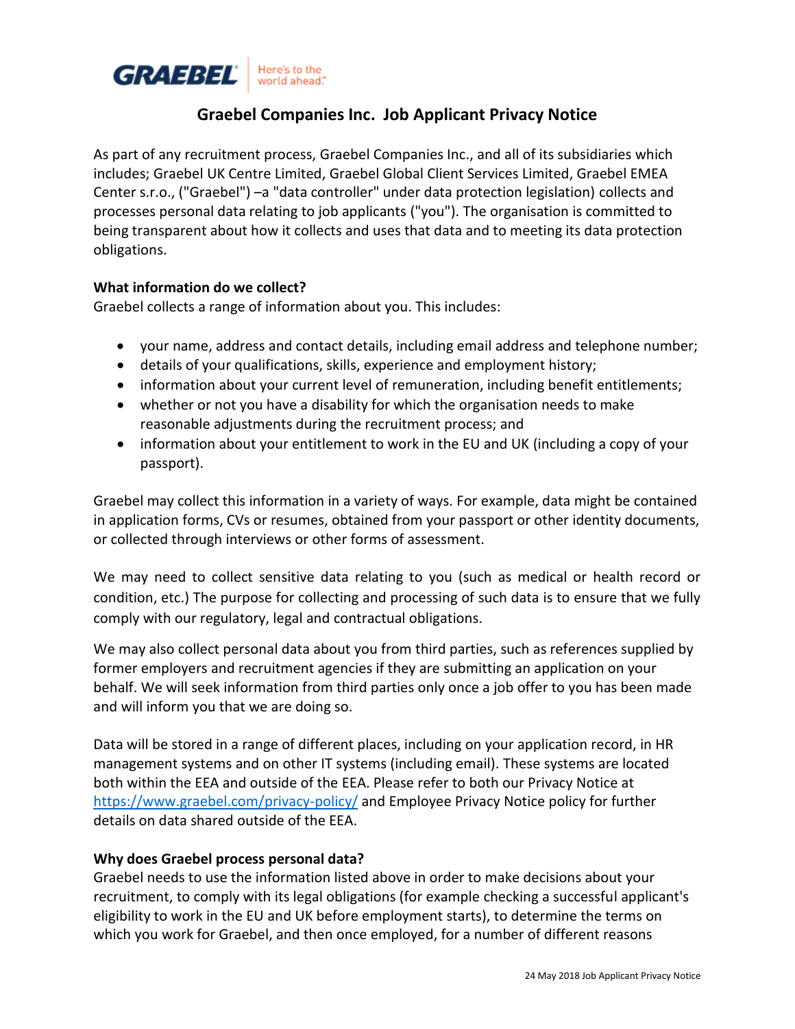GRAEBEL Here's to the world ahead.

# Graebel Companies Inc. Job Applicant Privacy Notice

As part of any recruitment process, Graebel Companies Inc., and all of its subsidiaries which includes; Graebel UK Centre Limited, Graebel Global Client Services Limited, Graebel EMEA Center s.r.o., ("Graebel") –a "data controller" under data protection legislation) collects and processes personal data relating to job applicants ("you"). The organisation is committed to being transparent about how it collects and uses that data and to meeting its data protection obligations.

**What information do we collect?**

Graebel collects a range of information about you. This includes:

- your name, address and contact details, including email address and telephone number;
- details of your qualifications, skills, experience and employment history;
- information about your current level of remuneration, including benefit entitlements;
- whether or not you have a disability for which the organisation needs to make reasonable adjustments during the recruitment process; and
- information about your entitlement to work in the EU and UK (including a copy of your passport).

Graebel may collect this information in a variety of ways. For example, data might be contained in application forms, CVs or resumes, obtained from your passport or other identity documents, or collected through interviews or other forms of assessment.

We may need to collect sensitive data relating to you (such as medical or health record or condition, etc.) The purpose for collecting and processing of such data is to ensure that we fully comply with our regulatory, legal and contractual obligations.

We may also collect personal data about you from third parties, such as references supplied by former employers and recruitment agencies if they are submitting an application on your behalf. We will seek information from third parties only once a job offer to you has been made and will inform you that we are doing so.

Data will be stored in a range of different places, including on your application record, in HR management systems and on other IT systems (including email). These systems are located both within the EEA and outside of the EEA. Please refer to both our Privacy Notice at https://www.graebel.com/privacy-policy/ and Employee Privacy Notice policy for further details on data shared outside of the EEA.

**Why does Graebel process personal data?**

Graebel needs to use the information listed above in order to make decisions about your recruitment, to comply with its legal obligations (for example checking a successful applicant's eligibility to work in the EU and UK before employment starts), to determine the terms on which you work for Graebel, and then once employed, for a number of different reasons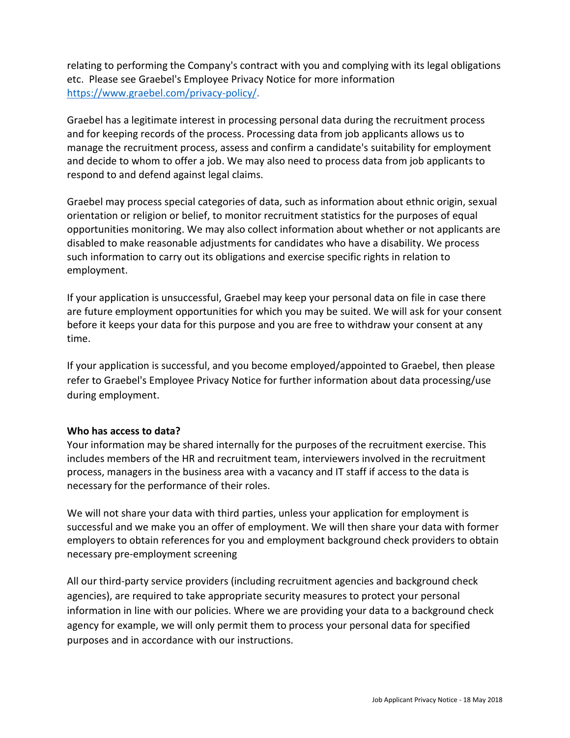relating to performing the Company's contract with you and complying with its legal obligations etc. Please see Graebel's Employee Privacy Notice for more information [https://www.graebel.com/privacy-policy/](https://www.graebel.com/privacy-policy/).

Graebel has a legitimate interest in processing personal data during the recruitment process and for keeping records of the process. Processing data from job applicants allows us to manage the recruitment process, assess and confirm a candidate's suitability for employment and decide to whom to offer a job. We may also need to process data from job applicants to respond to and defend against legal claims.

Graebel may process special categories of data, such as information about ethnic origin, sexual orientation or religion or belief, to monitor recruitment statistics for the purposes of equal opportunities monitoring. We may also collect information about whether or not applicants are disabled to make reasonable adjustments for candidates who have a disability. We process such information to carry out its obligations and exercise specific rights in relation to employment.

If your application is unsuccessful, Graebel may keep your personal data on file in case there are future employment opportunities for which you may be suited. We will ask for your consent before it keeps your data for this purpose and you are free to withdraw your consent at any time.

If your application is successful, and you become employed/appointed to Graebel, then please refer to Graebel's Employee Privacy Notice for further information about data processing/use during employment.

**Who has access to data?**

Your information may be shared internally for the purposes of the recruitment exercise. This includes members of the HR and recruitment team, interviewers involved in the recruitment process, managers in the business area with a vacancy and IT staff if access to the data is necessary for the performance of their roles.

We will not share your data with third parties, unless your application for employment is successful and we make you an offer of employment. We will then share your data with former employers to obtain references for you and employment background check providers to obtain necessary pre-employment screening

All our third-party service providers (including recruitment agencies and background check agencies), are required to take appropriate security measures to protect your personal information in line with our policies. Where we are providing your data to a background check agency for example, we will only permit them to process your personal data for specified purposes and in accordance with our instructions.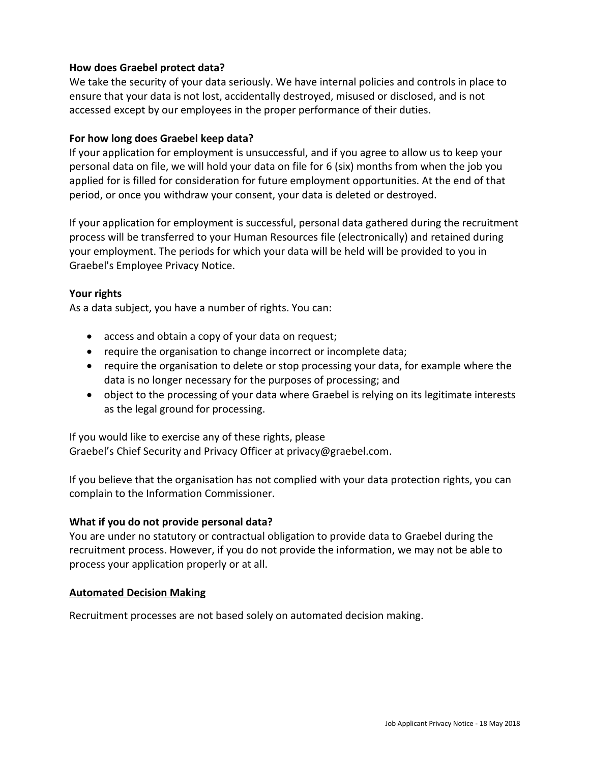**How does Graebel protect data?**
We take the security of your data seriously. We have internal policies and controls in place to ensure that your data is not lost, accidentally destroyed, misused or disclosed, and is not accessed except by our employees in the proper performance of their duties.

**For how long does Graebel keep data?**
If your application for employment is unsuccessful, and if you agree to allow us to keep your personal data on file, we will hold your data on file for 6 (six) months from when the job you applied for is filled for consideration for future employment opportunities. At the end of that period, or once you withdraw your consent, your data is deleted or destroyed.

If your application for employment is successful, personal data gathered during the recruitment process will be transferred to your Human Resources file (electronically) and retained during your employment. The periods for which your data will be held will be provided to you in Graebel's Employee Privacy Notice.

**Your rights**
As a data subject, you have a number of rights. You can:

- access and obtain a copy of your data on request;
- require the organisation to change incorrect or incomplete data;
- require the organisation to delete or stop processing your data, for example where the data is no longer necessary for the purposes of processing; and
- object to the processing of your data where Graebel is relying on its legitimate interests as the legal ground for processing.

If you would like to exercise any of these rights, please
Graebel's Chief Security and Privacy Officer at privacy@graebel.com.

If you believe that the organisation has not complied with your data protection rights, you can complain to the Information Commissioner.

**What if you do not provide personal data?**
You are under no statutory or contractual obligation to provide data to Graebel during the recruitment process. However, if you do not provide the information, we may not be able to process your application properly or at all.

**Automated Decision Making**

Recruitment processes are not based solely on automated decision making.